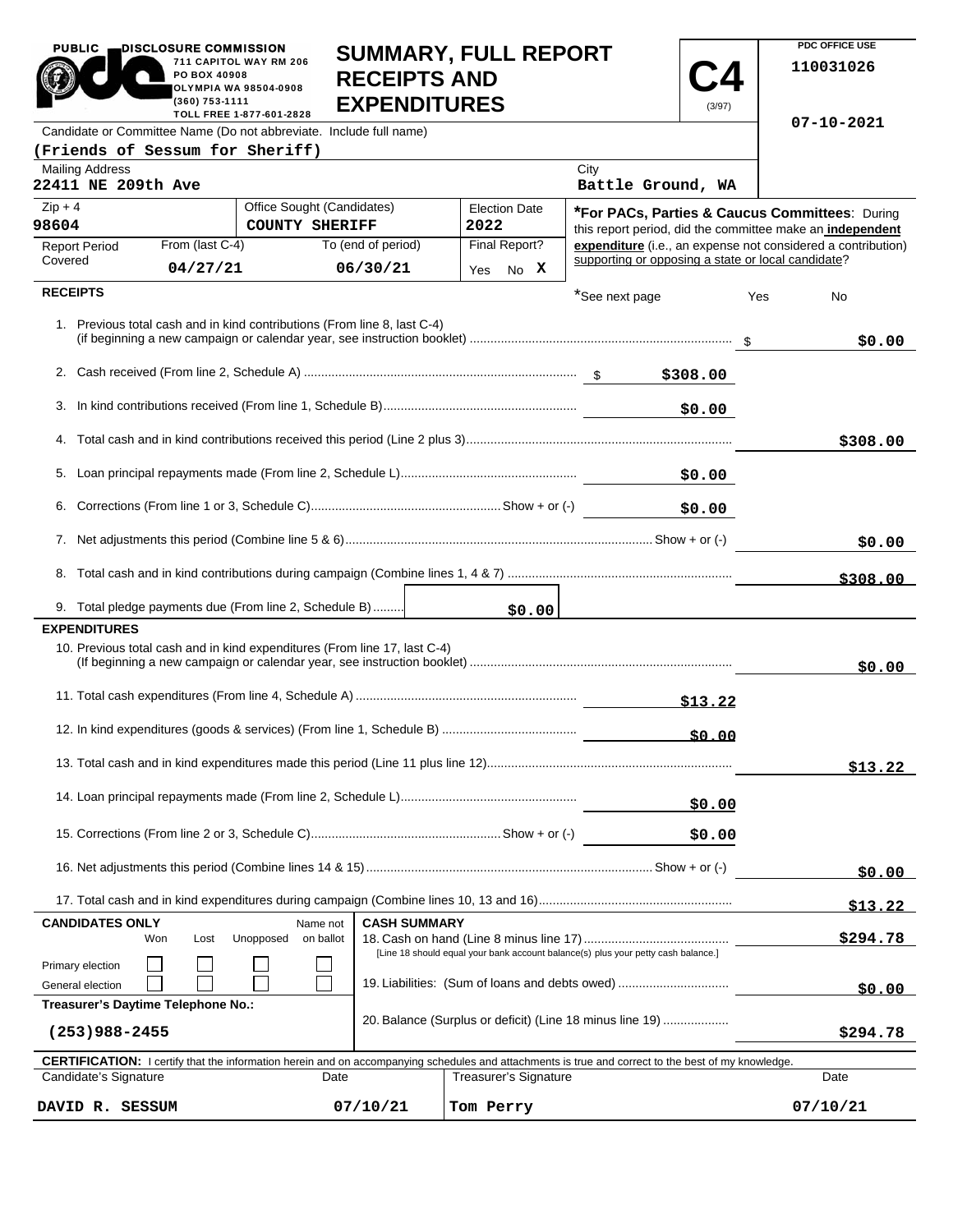PUBLIC DISCLOSURE COMMISSION
711 CAPITOL WAY RM 206
PO BOX 40908
OLYMPIA WA 98504-0908
(360) 753-1111
TOLL FREE 1-877-601-2828

# SUMMARY, FULL REPORT RECEIPTS AND EXPENDITURES

**C4** (3/97)

PDC OFFICE USE
110031026
07-10-2021

| Candidate or Committee Name (Do not abbreviate. Include full name) | |
|---|---|
| (Friends of Sessum for Sheriff) | |
| Mailing Address: 22411 NE 209th Ave | City: Battle Ground, WA |
| Zip + 4: 98604 | Office Sought (Candidates): COUNTY SHERIFF |
| Election Date: 2022 | Final Report? Yes No X |
| Report Period Covered: From (last C-4) 04/27/21 | To (end of period) 06/30/21 |

***For PACs, Parties & Caucus Committees**: During this report period, did the committee make an **independent expenditure** (i.e., an expense not considered a contribution) supporting or opposing a state or local candidate? Yes No

## RECEIPTS

*See next page

| | | |
|---|---|---|
| 1. Previous total cash and in kind contributions (From line 8, last C-4) (if beginning a new campaign or calendar year, see instruction booklet) | | $0.00 |
| 2. Cash received (From line 2, Schedule A) | $308.00 | |
| 3. In kind contributions received (From line 1, Schedule B) | $0.00 | |
| 4. Total cash and in kind contributions received this period (Line 2 plus 3) | | $308.00 |
| 5. Loan principal repayments made (From line 2, Schedule L) | $0.00 | |
| 6. Corrections (From line 1 or 3, Schedule C) Show + or (-) | $0.00 | |
| 7. Net adjustments this period (Combine line 5 & 6) Show + or (-) | | $0.00 |
| 8. Total cash and in kind contributions during campaign (Combine lines 1, 4 & 7) | | $308.00 |
| 9. Total pledge payments due (From line 2, Schedule B) | $0.00 | |

## EXPENDITURES

| | | |
|---|---|---|
| 10. Previous total cash and in kind expenditures (From line 17, last C-4) (If beginning a new campaign or calendar year, see instruction booklet) | | $0.00 |
| 11. Total cash expenditures (From line 4, Schedule A) | $13.22 | |
| 12. In kind expenditures (goods & services) (From line 1, Schedule B) | $0.00 | |
| 13. Total cash and in kind expenditures made this period (Line 11 plus line 12) | | $13.22 |
| 14. Loan principal repayments made (From line 2, Schedule L) | $0.00 | |
| 15. Corrections (From line 2 or 3, Schedule C) Show + or (-) | $0.00 | |
| 16. Net adjustments this period (Combine lines 14 & 15) Show + or (-) | | $0.00 |
| 17. Total cash and in kind expenditures during campaign (Combine lines 10, 13 and 16) | | $13.22 |

| CANDIDATES ONLY | Won | Lost | Unopposed | Name not on ballot |
|---|---|---|---|---|
| Primary election | ☐ | ☐ | ☐ | ☐ |
| General election | ☐ | ☐ | ☐ | ☐ |

**Treasurer's Daytime Telephone No.:** (253)988-2455

**CASH SUMMARY**

| | |
|---|---|
| 18. Cash on hand (Line 8 minus line 17) [Line 18 should equal your bank account balance(s) plus your petty cash balance.] | $294.78 |
| 19. Liabilities: (Sum of loans and debts owed) | $0.00 |
| 20. Balance (Surplus or deficit) (Line 18 minus line 19) | $294.78 |

**CERTIFICATION:** I certify that the information herein and on accompanying schedules and attachments is true and correct to the best of my knowledge.

| Candidate's Signature | Date | Treasurer's Signature | Date |
|---|---|---|---|
| DAVID R. SESSUM | 07/10/21 | Tom Perry | 07/10/21 |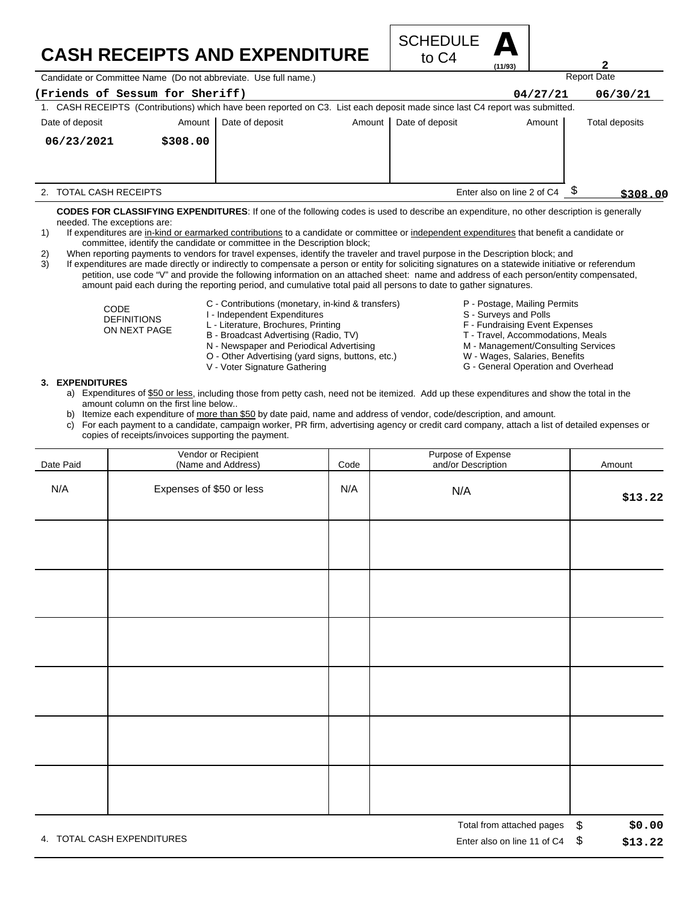# CASH RECEIPTS AND EXPENDITURE

SCHEDULE **A** to C4 (11/93)

**2**

Candidate or Committee Name (Do not abbreviate. Use full name.) | Report Date

**(Friends of Sessum for Sheriff)** | **04/27/21** | **06/30/21**

1. CASH RECEIPTS (Contributions) which have been reported on C3. List each deposit made since last C4 report was submitted.

| Date of deposit | Amount | Date of deposit | Amount | Date of deposit | Amount | Total deposits |
|---|---|---|---|---|---|---|
| 06/23/2021 | $308.00 | | | | | |

2. TOTAL CASH RECEIPTS — Enter also on line 2 of C4 $ **$308.00**

**CODES FOR CLASSIFYING EXPENDITURES**: If one of the following codes is used to describe an expenditure, no other description is generally needed. The exceptions are:

1) If expenditures are in-kind or earmarked contributions to a candidate or committee or independent expenditures that benefit a candidate or committee, identify the candidate or committee in the Description block;
2) When reporting payments to vendors for travel expenses, identify the traveler and travel purpose in the Description block; and
3) If expenditures are made directly or indirectly to compensate a person or entity for soliciting signatures on a statewide initiative or referendum petition, use code "V" and provide the following information on an attached sheet: name and address of each person/entity compensated, amount paid each during the reporting period, and cumulative total paid all persons to date to gather signatures.

CODE DEFINITIONS ON NEXT PAGE

- C - Contributions (monetary, in-kind & transfers)
- I - Independent Expenditures
- L - Literature, Brochures, Printing
- B - Broadcast Advertising (Radio, TV)
- N - Newspaper and Periodical Advertising
- O - Other Advertising (yard signs, buttons, etc.)
- V - Voter Signature Gathering
- P - Postage, Mailing Permits
- S - Surveys and Polls
- F - Fundraising Event Expenses
- T - Travel, Accommodations, Meals
- M - Management/Consulting Services
- W - Wages, Salaries, Benefits
- G - General Operation and Overhead

**3. EXPENDITURES**

a) Expenditures of $50 or less, including those from petty cash, need not be itemized. Add up these expenditures and show the total in the amount column on the first line below..
b) Itemize each expenditure of more than $50 by date paid, name and address of vendor, code/description, and amount.
c) For each payment to a candidate, campaign worker, PR firm, advertising agency or credit card company, attach a list of detailed expenses or copies of receipts/invoices supporting the payment.

| Date Paid | Vendor or Recipient (Name and Address) | Code | Purpose of Expense and/or Description | Amount |
|---|---|---|---|---|
| N/A | Expenses of $50 or less | N/A | N/A | $13.22 |
| | | | | |
| | | | | |
| | | | | |
| | | | | |
| | | | | |
| | | | | |

Total from attached pages $ **$0.00**

4. TOTAL CASH EXPENDITURES — Enter also on line 11 of C4 $ **$13.22**